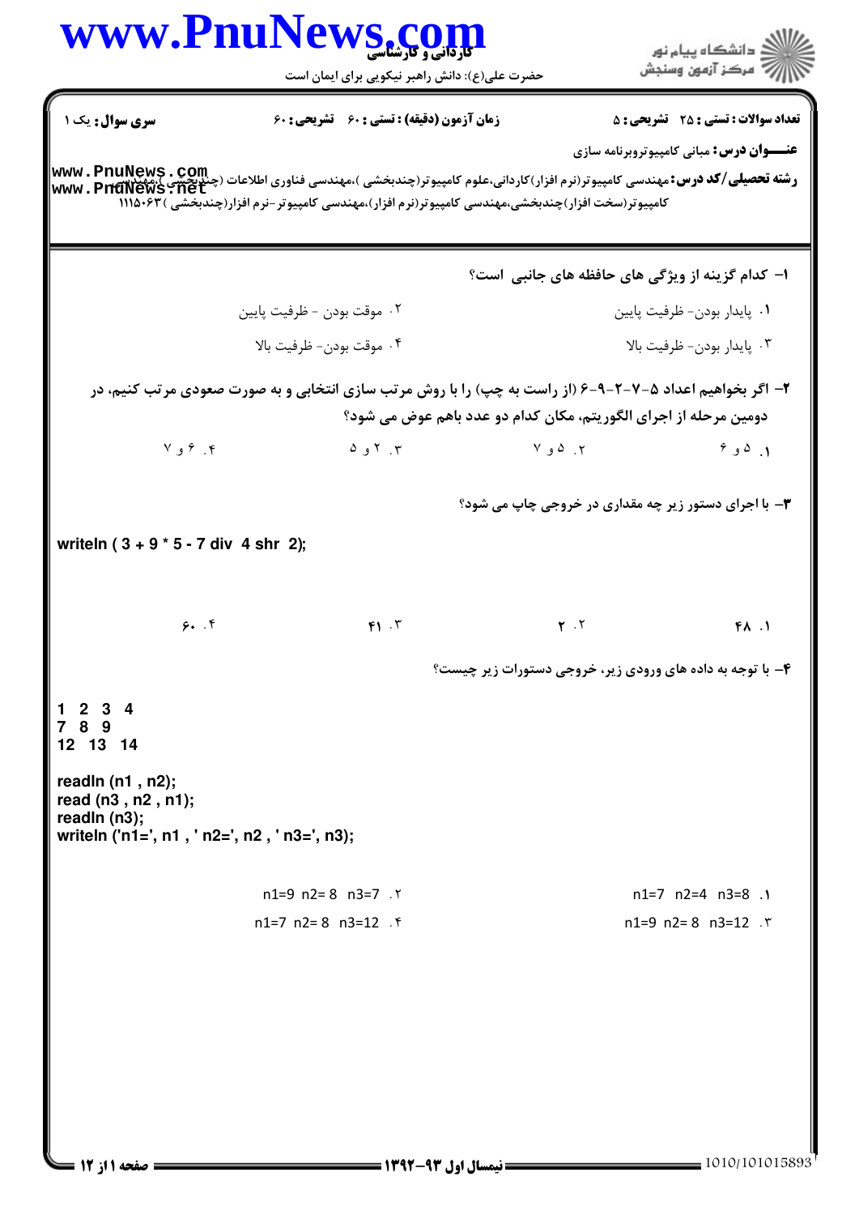**سری سوال:** یک ۱

**زمان آزمون (دقیقه) : تستی : ۶۰ تشریحی : ۶۰**

**تعداد سوالات : تستی : ۲۵ تشریحی : ۵**

**عنـــوان درس:** مبانی کامپیوتروبرنامه سازی

**رشته تحصیلی/کد درس:** مهندسی کامپیوتر(نرم افزار)کاردانی،علوم کامپیوتر(چندبخشی )،مهندسی فناوری اطلاعات (چندبخشی )،مهندسی کامپیوتر(سخت افزار)چندبخشی،مهندسی کامپیوتر(نرم افزار)،مهندسی کامپیوتر-نرم افزار(چندبخشی ) ۱۱۱۵۰۶۳

---

**۱- کدام گزینه از ویژگی های حافظه های جانبی است؟**

۱. پایدار بودن- ظرفیت پایین

۲. موقت بودن - ظرفیت پایین

۳. پایدار بودن- ظرفیت بالا

۴. موقت بودن- ظرفیت بالا

**۲- اگر بخواهیم اعداد ۵-۷-۲-۹-۶ (از راست به چپ) را با روش مرتب سازی انتخابی و به صورت صعودی مرتب کنیم، در دومین مرحله از اجرای الگوریتم، مکان کدام دو عدد باهم عوض می شود؟**

۱. ۵ و ۶

۲. ۵ و ۷

۳. ۲ و ۵

۴. ۶ و ۷

**۳- با اجرای دستور زیر چه مقداری در خروجی چاپ می شود؟**

```
writeln ( 3 + 9 * 5 - 7 div  4 shr  2);
```

۱. ۴۸

۲. ۲

۳. ۴۱

۴. ۶۰

**۴- با توجه به داده های ورودی زیر، خروجی دستورات زیر چیست؟**

```
1  2  3  4
7  8  9
12  13  14
```

```
readln (n1 , n2);
read (n3 , n2 , n1);
readln (n3);
writeln ('n1=', n1 , ' n2=', n2 , ' n3=', n3);
```

۱. n1=7  n2=4  n3=8

۲. n1=9  n2= 8  n3=7

۳. n1=9  n2= 8  n3=12

۴. n1=7  n2= 8  n3=12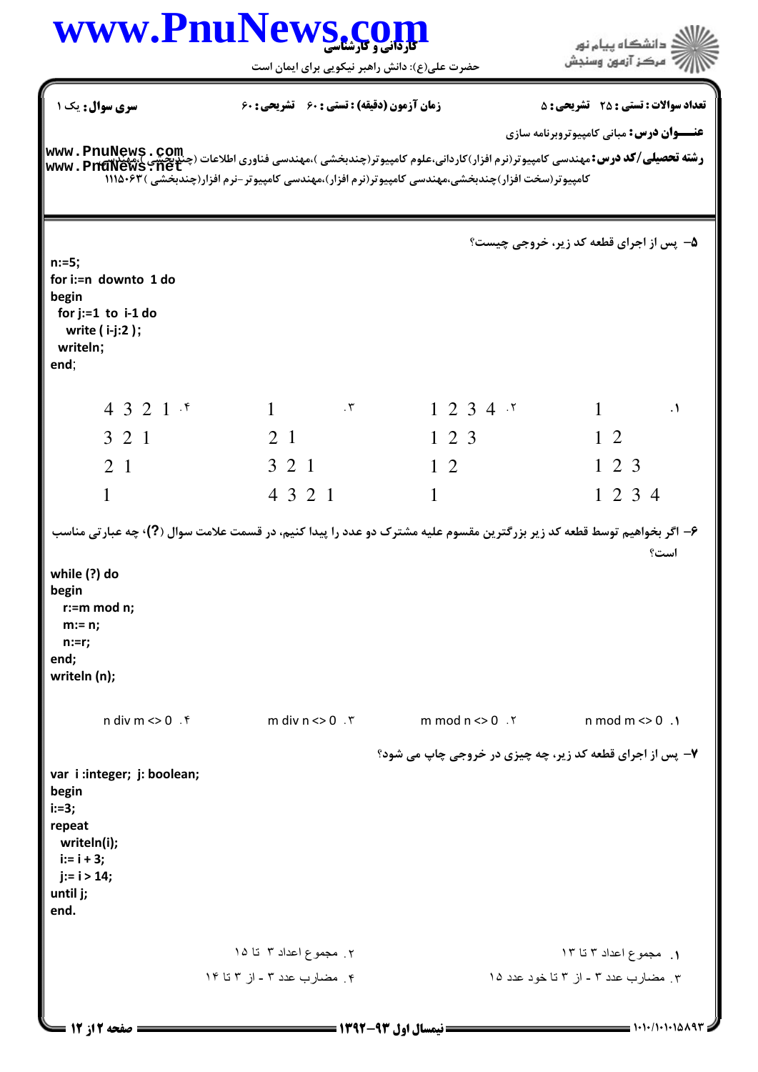**سری سوال:** یک ۱ | **زمان آزمون (دقیقه) : تستی : ۶۰ تشریحی : ۶۰** | **تعداد سوالات : تستی : ۲۵ تشریحی : ۵**

**عنـــوان درس:** مبانی کامپیوتروبرنامه سازی

**رشته تحصیلی/کد درس:** مهندسی کامپیوتر(نرم افزار)کاردانی،علوم کامپیوتر(چندبخشی )،مهندسی فناوری اطلاعات (چندبخشی )،مهندسی کامپیوتر(سخت افزار)چندبخشی،مهندسی کامپیوتر(نرم افزار)،مهندسی کامپیوتر-نرم افزار(چندبخشی ) ۱۱۱۵۰۶۳

۵- پس از اجرای قطعه کد زیر، خروجی چیست؟

```
n:=5;
for i:=n  downto  1 do
begin
  for j:=1  to  i-1 do
    write ( i-j:2 );
  writeln;
end;
```

۱.
```
1
1 2
1 2 3
1 2 3 4
```

۲.
```
1 2 3 4
1 2 3
1 2
1
```

۳.
```
1
2 1
3 2 1
4 3 2 1
```

۴.
```
4 3 2 1
3 2 1
2 1
1
```

۶- اگر بخواهیم توسط قطعه کد زیر بزرگترین مقسوم علیه مشترک دو عدد را پیدا کنیم، در قسمت علامت سوال (?)، چه عبارتی مناسب است؟

```
while (?) do
begin
  r:=m mod n;
  m:= n;
  n:=r;
end;
writeln (n);
```

۱. n mod m <> 0
۲. m mod n <> 0
۳. m div n <> 0
۴. n div m <> 0

۷- پس از اجرای قطعه کد زیر، چه چیزی در خروجی چاپ می شود؟

```
var  i :integer;  j: boolean;
begin
i:=3;
repeat
  writeln(i);
  i:= i + 3;
  j:= i > 14;
until j;
end.
```

۱. مجموع اعداد ۳ تا ۱۳
۲. مجموع اعداد ۳ تا ۱۵
۳. مضارب عدد ۳ - از ۳ تا خود عدد ۱۵
۴. مضارب عدد ۳ - از ۳ تا ۱۴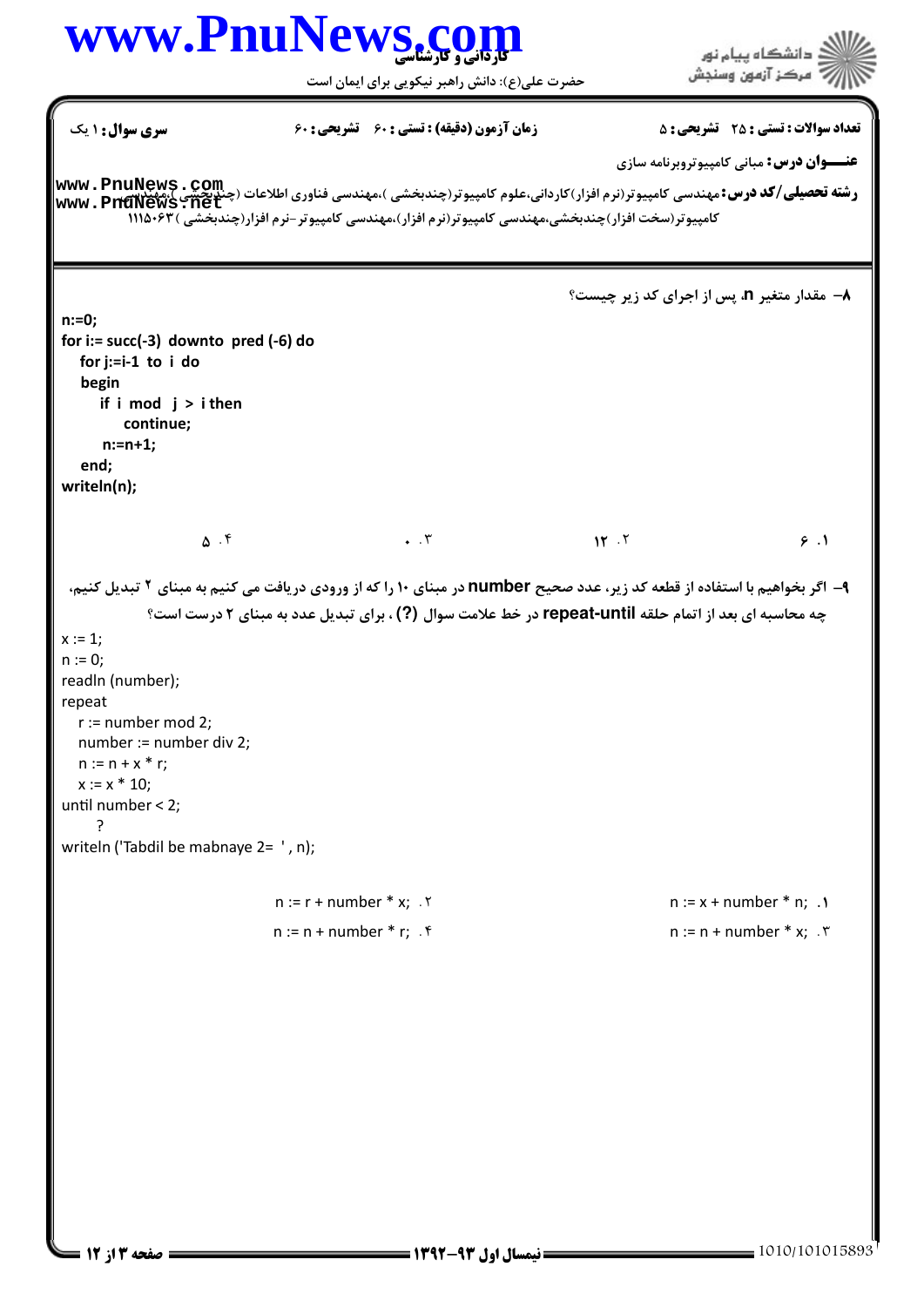**سری سوال:** ۱ یک | **زمان آزمون (دقیقه) : تستی :** ۶۰ **تشریحی :** ۶۰ | **تعداد سوالات : تستی :** ۲۵ **تشریحی :** ۵

**عنـــوان درس:** مبانی کامپیوتروبرنامه سازی

**رشته تحصیلی/کد درس:** مهندسی کامپیوتر(نرم افزار)کاردانی،علوم کامپیوتر(چندبخشی )،مهندسی فناوری اطلاعات (چندبخشی )،مهندسی کامپیوتر(سخت افزار)چندبخشی،مهندسی کامپیوتر(نرم افزار)،مهندسی کامپیوتر-نرم افزار(چندبخشی ) ۱۱۱۵۰۶۳

۸– مقدار متغیر **n**، پس از اجرای کد زیر چیست؟

```
n:=0;
for i:= succ(-3) downto pred (-6) do
  for j:=i-1 to i do
  begin
     if i mod j > i then
        continue;
     n:=n+1;
  end;
writeln(n);
```

۱. ۶ &nbsp;&nbsp;&nbsp; ۲. ۱۲ &nbsp;&nbsp;&nbsp; ۳. ۰ &nbsp;&nbsp;&nbsp; ۴. ۵

۹– اگر بخواهیم با استفاده از قطعه کد زیر، عدد صحیح **number** در مبنای ۱۰ را که از ورودی دریافت می کنیم به مبنای ۲ تبدیل کنیم، چه محاسبه ای بعد از اتمام حلقه **repeat-until** در خط علامت سوال **(?)** ، برای تبدیل عدد به مبنای ۲ درست است؟

```
x := 1;
n := 0;
readln (number);
repeat
  r := number mod 2;
  number := number div 2;
  n := n + x * r;
  x := x * 10;
until number < 2;
     ?
writeln ('Tabdil be mabnaye 2= ' , n);
```

۱. n := x + number * n; &nbsp;&nbsp;&nbsp; ۲. n := r + number * x;

۳. n := n + number * x; &nbsp;&nbsp;&nbsp; ۴. n := n + number * r;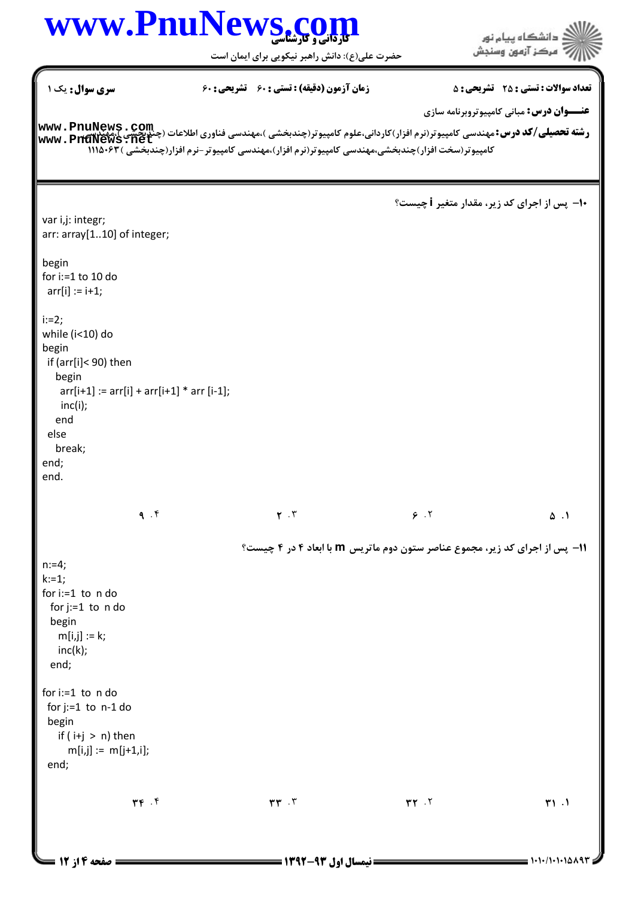**سری سوال:** یک ۱ | **زمان آزمون (دقیقه) : تستی :** ۶۰ **تشریحی :** ۶۰ | **تعداد سوالات : تستی :** ۲۵ **تشریحی :** ۵

**عنـــوان درس:** مبانی کامپیوتروبرنامه سازی

**رشته تحصیلی/کد درس:** مهندسی کامپیوتر(نرم افزار)کاردانی،علوم کامپیوتر(چندبخشی )،مهندسی فناوری اطلاعات (چندبخشی )،مهندسی کامپیوتر(سخت افزار)چندبخشی،مهندسی کامپیوتر(نرم افزار)،مهندسی کامپیوتر-نرم افزار(چندبخشی ) ۱۱۱۵۰۶۳

۱۰- پس از اجرای کد زیر، مقدار متغیر **i** چیست؟

```
var i,j: integr;
arr: array[1..10] of integer;

begin
for i:=1 to 10 do
  arr[i] := i+1;

i:=2;
while (i<10) do
begin
  if (arr[i]< 90) then
    begin
     arr[i+1] := arr[i] + arr[i+1] * arr [i-1];
     inc(i);
    end
  else
    break;
end;
end.
```

۱. ۵ &nbsp;&nbsp;&nbsp;&nbsp; ۲. ۶ &nbsp;&nbsp;&nbsp;&nbsp; ۳. ۲ &nbsp;&nbsp;&nbsp;&nbsp; ۴. ۹

۱۱- پس از اجرای کد زیر، مجموع عناصر ستون دوم ماتریس **m** با ابعاد ۴ در ۴ چیست؟

```
n:=4;
k:=1;
for i:=1  to  n do
  for j:=1  to  n do
  begin
    m[i,j] := k;
    inc(k);
  end;

for i:=1  to  n do
 for j:=1  to  n-1 do
 begin
   if ( i+j  >  n) then
      m[i,j]  :=  m[j+1,i];
 end;
```

۱. ۳۱ &nbsp;&nbsp;&nbsp;&nbsp; ۲. ۳۲ &nbsp;&nbsp;&nbsp;&nbsp; ۳. ۳۳ &nbsp;&nbsp;&nbsp;&nbsp; ۴. ۳۴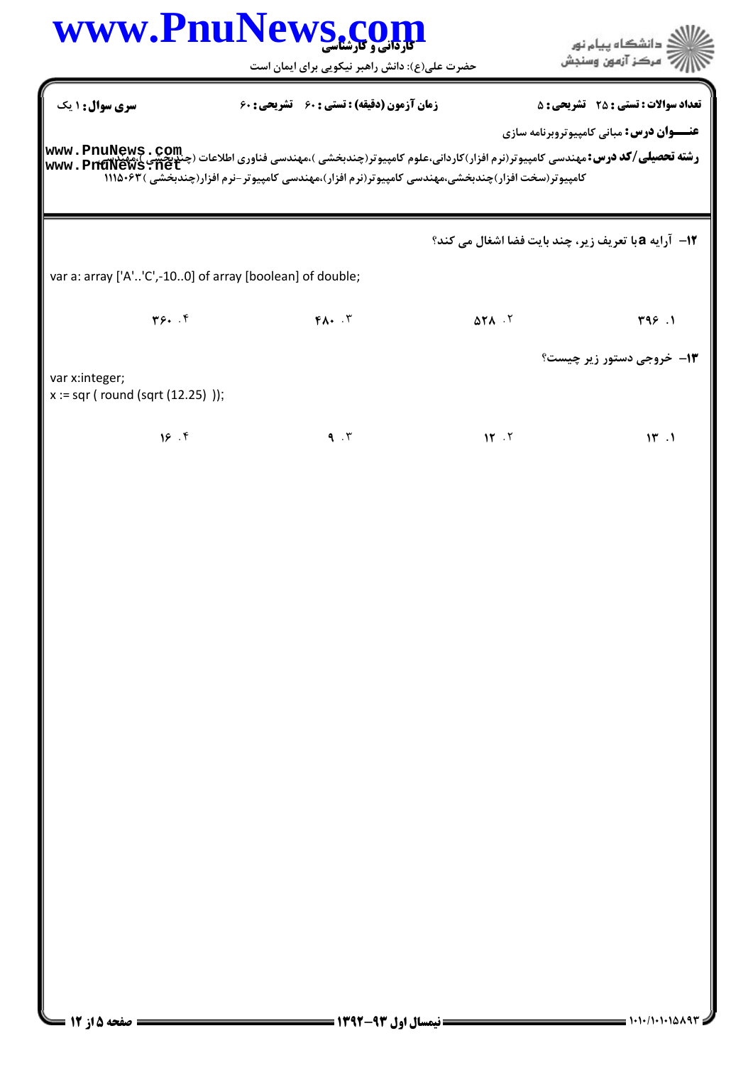**سری سوال:** ۱ یک | **زمان آزمون (دقیقه) : تستی :** ۶۰ **تشریحی :** ۶۰ | **تعداد سوالات : تستی :** ۲۵ **تشریحی :** ۵

**عنـــوان درس:** مبانی کامپیوتروبرنامه سازی

**رشته تحصیلی/کد درس:** مهندسی کامپیوتر(نرم افزار)کاردانی،علوم کامپیوتر(چندبخشی )،مهندسی فناوری اطلاعات (چندبخشی )،مهندسی کامپیوتر(سخت افزار)چندبخشی،مهندسی کامپیوتر(نرم افزار)،مهندسی کامپیوتر-نرم افزار(چندبخشی ) ۱۱۱۵۰۶۳

**۱۲-** آرایه a با تعریف زیر، چند بایت فضا اشغال می کند؟

```
var a: array ['A'..'C',-10..0] of array [boolean] of double;
```

۱. ۳۹۶
۲. ۵۲۸
۳. ۴۸۰
۴. ۳۶۰

**۱۳-** خروجی دستور زیر چیست؟

```
var x:integer;
x := sqr ( round (sqrt (12.25) ));
```

۱. ۱۳
۲. ۱۲
۳. ۹
۴. ۱۶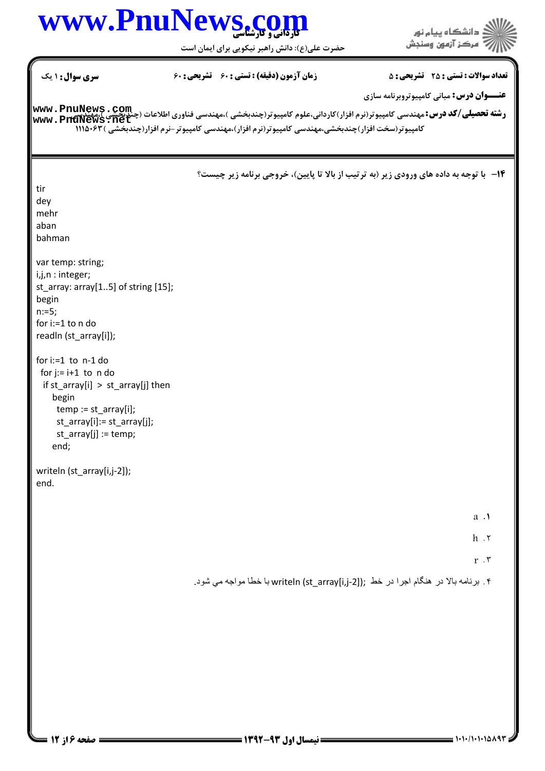**تعداد سوالات : تستی : ۲۵ تشریحی : ۵** | **زمان آزمون (دقیقه) : تستی : ۶۰ تشریحی : ۶۰** | **سری سوال : ۱ یک**

**عنـــوان درس:** مبانی کامپیوتروبرنامه سازی

**رشته تحصیلی/کد درس:** مهندسی کامپیوتر(نرم افزار)کاردانی،علوم کامپیوتر(چندبخشی )،مهندسی فناوری اطلاعات (چندبخشی )،مهندسی کامپیوتر(سخت افزار)چندبخشی،مهندسی کامپیوتر(نرم افزار)،مهندسی کامپیوتر-نرم افزار(چندبخشی ) ۱۱۱۵۰۶۳

**۱۴-** با توجه به داده های ورودی زیر (به ترتیب از بالا تا پایین)، خروجی برنامه زیر چیست؟

```
tir
dey
mehr
aban
bahman

var temp: string;
i,j,n : integer;
st_array: array[1..5] of string [15];
begin
n:=5;
for i:=1 to n do
readln (st_array[i]);

for i:=1  to  n-1 do
 for j:= i+1  to  n do
  if st_array[i]  >  st_array[j] then
    begin
     temp := st_array[i];
     st_array[i]:= st_array[j];
     st_array[j] := temp;
    end;

writeln (st_array[i,j-2]);
end.
```

۱. a

۲. h

۳. r

۴. برنامه بالا در هنگام اجرا در خط ;writeln (st_array[i,j-2]) با خطا مواجه مي شود.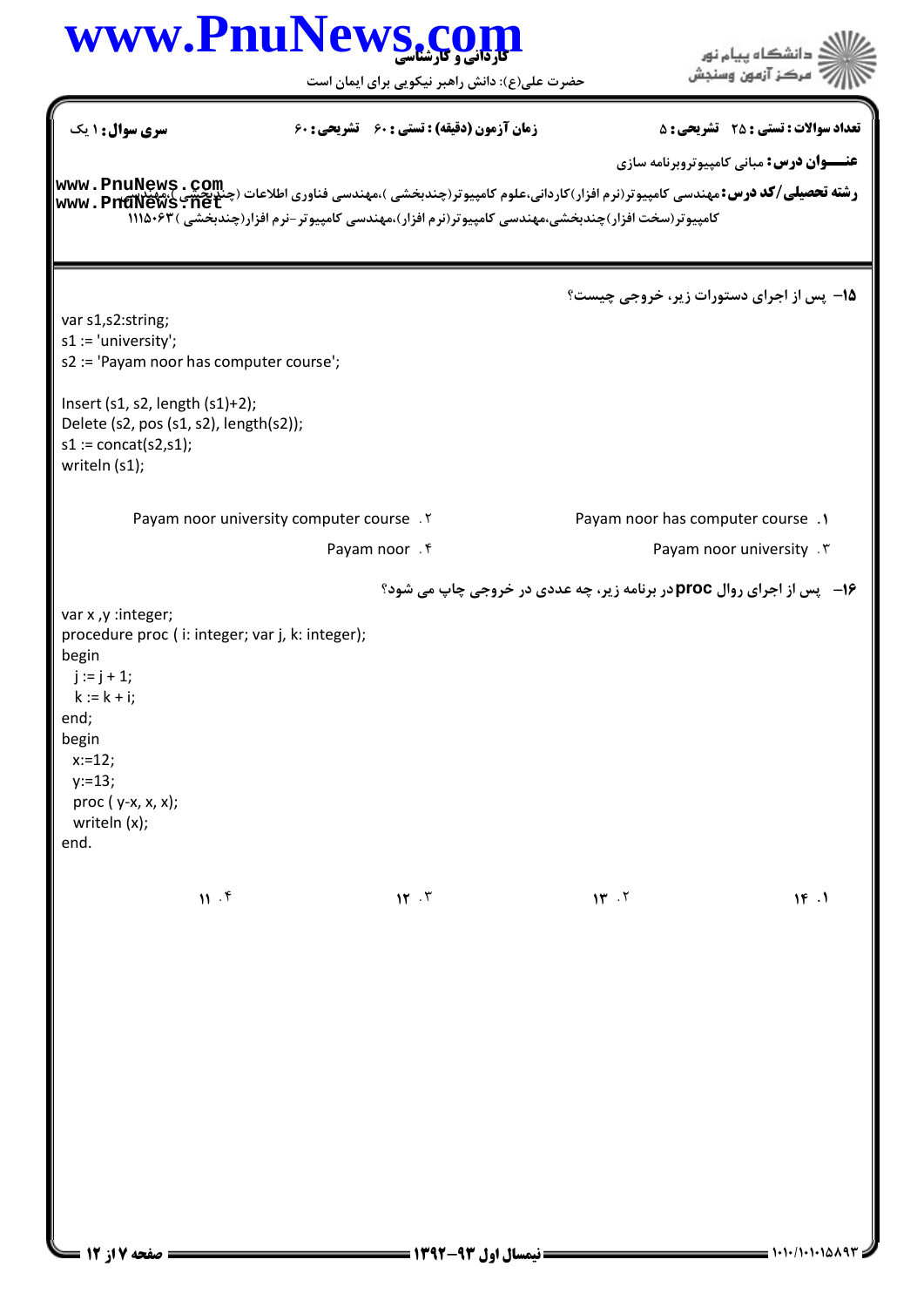**تعداد سوالات : تستی : ۲۵ تشریحی : ۵** | **زمان آزمون (دقیقه) : تستی : ۶۰ تشریحی : ۶۰** | **سری سوال : ۱ یک**

**عنـــوان درس:** مبانی کامپیوتروبرنامه سازی

**رشته تحصیلی/کد درس:** مهندسی کامپیوتر(نرم افزار)کاردانی،علوم کامپیوتر(چندبخشی )،مهندسی فناوری اطلاعات (چندبخشی )،مهندسی کامپیوتر(سخت افزار)چندبخشی،مهندسی کامپیوتر(نرم افزار)،مهندسی کامپیوتر-نرم افزار(چندبخشی ) ۱۱۱۵۰۶۳

**۱۵-** پس از اجرای دستورات زیر، خروجی چیست؟

```
var s1,s2:string;
s1 := 'university';
s2 := 'Payam noor has computer course';

Insert (s1, s2, length (s1)+2);
Delete (s2, pos (s1, s2), length(s2));
s1 := concat(s2,s1);
writeln (s1);
```

۱. Payam noor has computer course

۲. Payam noor university computer course

۳. Payam noor university

۴. Payam noor

**۱۶-** پس از اجرای روال **proc** در برنامه زیر، چه عددی در خروجی چاپ می شود؟

```
var x ,y :integer;
procedure proc ( i: integer; var j, k: integer);
begin
  j := j + 1;
  k := k + i;
end;
begin
  x:=12;
  y:=13;
  proc ( y-x, x, x);
  writeln (x);
end.
```

۱. ۱۴

۲. ۱۳

۳. ۱۲

۴. ۱۱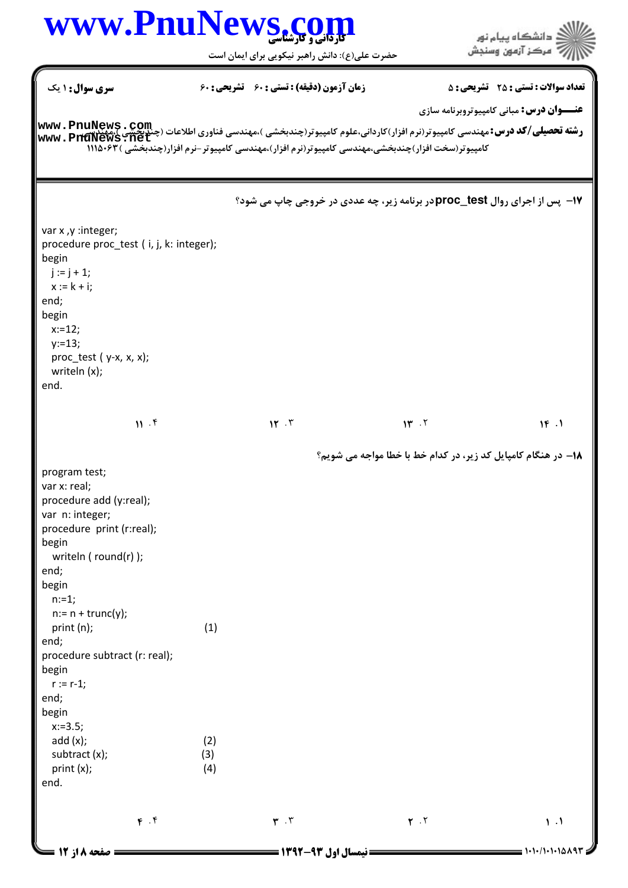**سری سوال:** ۱ یک | **زمان آزمون (دقیقه) : تستی :** ۶۰ **تشریحی :** ۶۰ | **تعداد سوالات : تستی :** ۲۵ **تشریحی :** ۵

**عنـــوان درس:** مبانی کامپیوتروبرنامه سازی

**رشته تحصیلی/کد درس:** مهندسی کامپیوتر(نرم افزار)کاردانی،علوم کامپیوتر(چندبخشی )،مهندسی فناوری اطلاعات (چندبخشی )،مهندسی کامپیوتر(سخت افزار)چندبخشی،مهندسی کامپیوتر(نرم افزار)،مهندسی کامپیوتر-نرم افزار(چندبخشی ) ۱۱۱۵۰۶۳

۱۷- پس از اجرای روال **proc_test** در برنامه زیر، چه عددی در خروجی چاپ می شود؟

```
var x ,y :integer;
procedure proc_test ( i, j, k: integer);
begin
  j := j + 1;
  x := k + i;
end;
begin
  x:=12;
  y:=13;
  proc_test ( y-x, x, x);
  writeln (x);
end.
```

۱. ۱۴

۲. ۱۳

۳. ۱۲

۴. ۱۱

۱۸- در هنگام کامپایل کد زیر، در کدام خط با خطا مواجه می شویم؟

```
program test;
var x: real;
procedure add (y:real);
var  n: integer;
procedure  print (r:real);
begin
  writeln ( round(r) );
end;
begin
  n:=1;
  n:= n + trunc(y);
  print (n);          (1)
end;
procedure subtract (r: real);
begin
  r := r-1;
end;
begin
  x:=3.5;
  add (x);            (2)
  subtract (x);       (3)
  print (x);          (4)
end.
```

۱. ۱

۲. ۲

۳. ۳

۴. ۴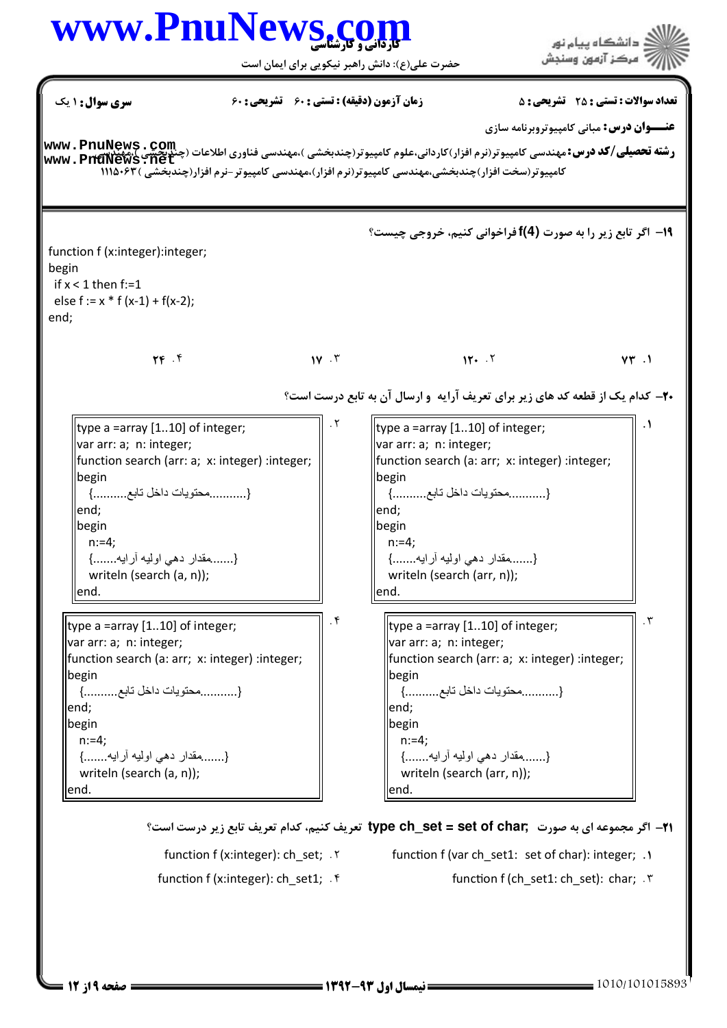**سری سوال:** ۱ یک | **زمان آزمون (دقیقه) : تستی : ۶۰ تشریحی : ۶۰** | **تعداد سوالات : تستی : ۲۵ تشریحی : ۵**

**عنـــوان درس:** مبانی کامپیوتروبرنامه سازی

**رشته تحصیلی/کد درس:** مهندسی کامپیوتر(نرم افزار)کاردانی،علوم کامپیوتر(چندبخشی )،مهندسی فناوری اطلاعات (چندبخشی )،مهندسی کامپیوتر(سخت افزار)چندبخشی،مهندسی کامپیوتر(نرم افزار)،مهندسی کامپیوتر-نرم افزار(چندبخشی ) ۱۱۱۵۰۶۳

---

**۱۹- اگر تابع زیر را به صورت f(4) فراخوانی کنیم، خروجی چیست؟**

```
function f (x:integer):integer;
begin
 if x < 1 then f:=1
 else f := x * f (x-1) + f(x-2);
end;
```

۱. ۷۳ &nbsp;&nbsp;&nbsp;&nbsp; ۲. ۱۲۰ &nbsp;&nbsp;&nbsp;&nbsp; ۳. ۱۷ &nbsp;&nbsp;&nbsp;&nbsp; ۴. ۲۴

**۲۰- کدام یک از قطعه کد های زیر برای تعریف آرایه و ارسال آن به تابع درست است؟**

۱.
```
type a =array [1..10] of integer;
var arr: a; n: integer;
function search (a: arr; x: integer) :integer;
begin
  {..........محتویات داخل تابع..........}
end;
begin
  n:=4;
  {......مقدار دهي اوليه آرايه.......}
  writeln (search (arr, n));
end.
```

۲.
```
type a =array [1..10] of integer;
var arr: a; n: integer;
function search (arr: a; x: integer) :integer;
begin
  {..........محتویات داخل تابع..........}
end;
begin
  n:=4;
  {......مقدار دهي اوليه آرايه.......}
  writeln (search (a, n));
end.
```

۳.
```
type a =array [1..10] of integer;
var arr: a; n: integer;
function search (arr: a; x: integer) :integer;
begin
  {..........محتویات داخل تابع..........}
end;
begin
  n:=4;
  {......مقدار دهي اوليه آرايه.......}
  writeln (search (arr, n));
end.
```

۴.
```
type a =array [1..10] of integer;
var arr: a; n: integer;
function search (a: arr; x: integer) :integer;
begin
  {..........محتویات داخل تابع..........}
end;
begin
  n:=4;
  {......مقدار دهي اوليه آرايه.......}
  writeln (search (a, n));
end.
```

**۲۱- اگر مجموعه ای به صورت ;type ch_set = set of char تعریف کنیم، کدام تعریف تابع زیر درست است؟**

۱. function f (var ch_set1: set of char): integer;

۲. function f (x:integer): ch_set;

۳. function f (ch_set1: ch_set): char;

۴. function f (x:integer): ch_set1;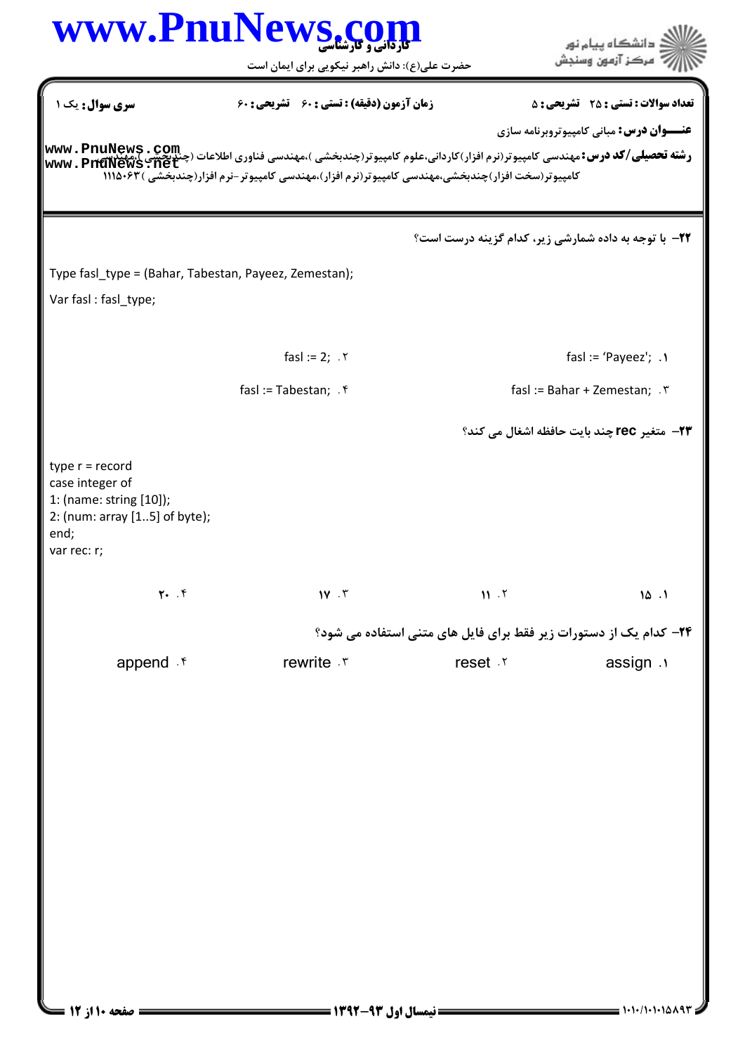**سری سوال:** یک ۱ | **زمان آزمون (دقیقه) : تستی : ۶۰ تشریحی : ۶۰** | **تعداد سوالات : تستی : ۲۵ تشریحی : ۵**

**عنـــوان درس:** مبانی کامپیوتروبرنامه سازی

**رشته تحصیلی/کد درس:** مهندسی کامپیوتر(نرم افزار)کاردانی،علوم کامپیوتر(چندبخشی )،مهندسی فناوری اطلاعات (چندبخشی )،مهندسی کامپیوتر(سخت افزار)چندبخشی،مهندسی کامپیوتر(نرم افزار)،مهندسی کامپیوتر-نرم افزار(چندبخشی ) ۱۱۱۵۰۶۳

---

**۲۲- با توجه به داده شمارشی زیر، کدام گزینه درست است؟**

```
Type fasl_type = (Bahar, Tabestan, Payeez, Zemestan);
Var fasl : fasl_type;
```

۱. fasl := 'Payeez';

۲. fasl := 2;

۳. fasl := Bahar + Zemestan;

۴. fasl := Tabestan;

**۲۳- متغیر rec چند بایت حافظه اشغال می کند؟**

```
type r = record
case integer of
1: (name: string [10]);
2: (num: array [1..5] of byte);
end;
var rec: r;
```

۱. ۱۵

۲. ۱۱

۳. ۱۷

۴. ۲۰

**۲۴- کدام یک از دستورات زیر فقط برای فایل های متنی استفاده می شود؟**

۱. assign

۲. reset

۳. rewrite

۴. append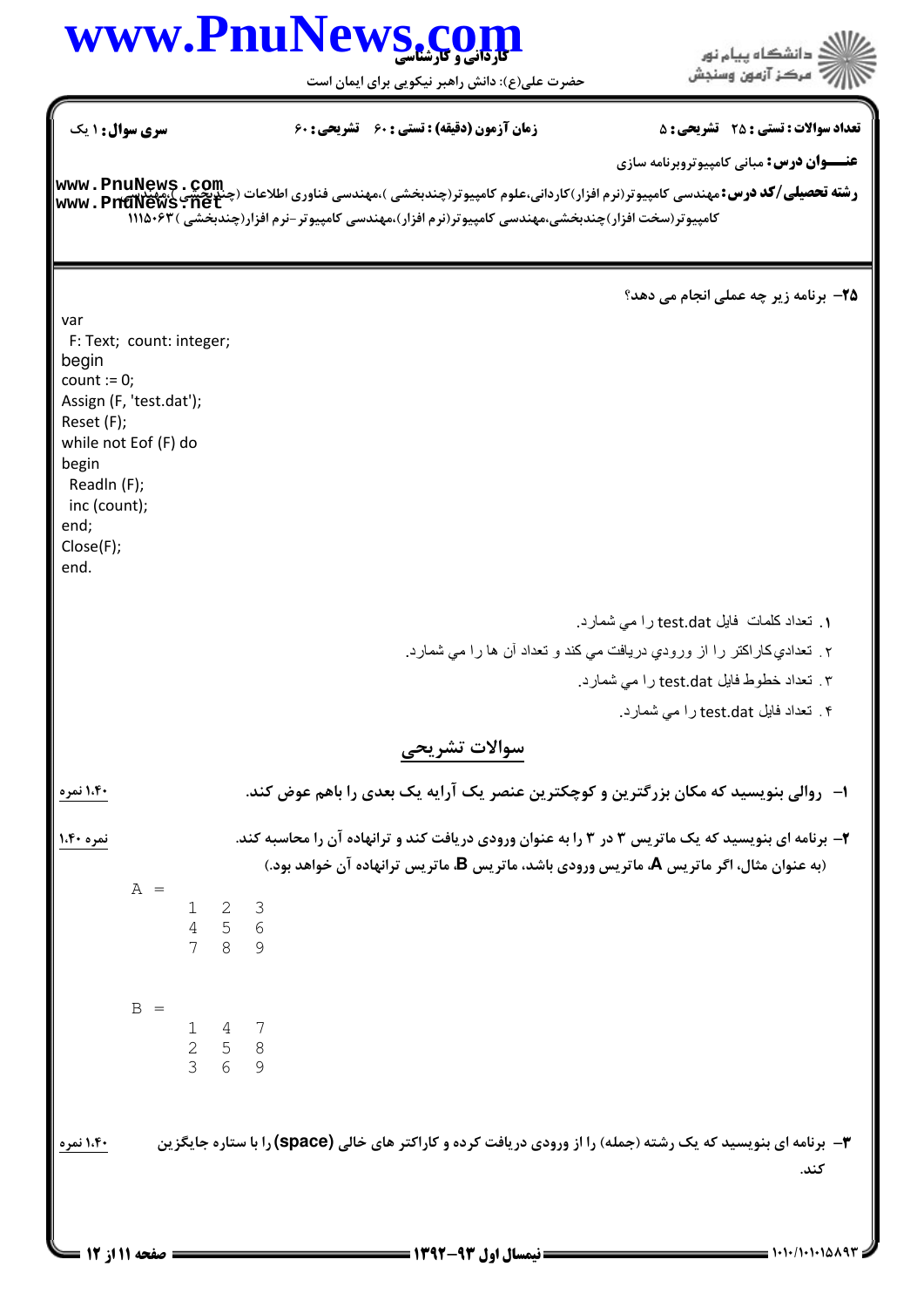تعداد سوالات : تستی : ۲۵ تشریحی : ۵ | زمان آزمون (دقیقه) : تستی : ۶۰ تشریحی : ۶۰ | سری سوال : ۱ یک

**عنـــوان درس:** مبانی کامپیوتروبرنامه سازی

**رشته تحصیلی/کد درس:** مهندسی کامپیوتر(نرم افزار)کاردانی،علوم کامپیوتر(چندبخشی )،مهندسی فناوری اطلاعات (چندبخشی )،مهندسی کامپیوتر(سخت افزار)چندبخشی،مهندسی کامپیوتر(نرم افزار)،مهندسی کامپیوتر-نرم افزار(چندبخشی ) ۱۱۱۵۰۶۳

**۲۵-** برنامه زیر چه عملی انجام می دهد؟

```
var
  F: Text;  count: integer;
begin
count := 0;
Assign (F, 'test.dat');
Reset (F);
while not Eof (F) do
begin
  Readln (F);
  inc (count);
end;
Close(F);
end.
```

۱. تعداد کلمات فایل test.dat را مي شمارد.

۲. تعدادي‌كاراكتر را از ورودي دريافت مي كند و تعداد آن ها را مي شمارد.

۳. تعداد خطوط فایل test.dat را مي شمارد.

۴. تعداد فایل test.dat را مي شمارد.

## سوالات تشریحی

**۱-** روالی بنویسید که مکان بزرگترین و کوچکترین عنصر یک آرایه یک بعدی را باهم عوض کند. (۱،۴۰ نمره)

**۲-** برنامه ای بنویسید که یک ماتریس ۳ در ۳ را به عنوان ورودی دریافت کند و ترانهاده آن را محاسبه کند. (۱،۴۰ نمره)

(به عنوان مثال، اگر ماتریس **A**، ماتریس ورودی باشد، ماتریس **B**، ماتریس ترانهاده آن خواهد بود.)

```
A =
      1   2   3
      4   5   6
      7   8   9

B =
      1   4   7
      2   5   8
      3   6   9
```

**۳-** برنامه ای بنویسید که یک رشته (جمله) را از ورودی دریافت کرده و کاراکتر های خالی **(space)** را با ستاره جایگزین کند. (۱،۴۰ نمره)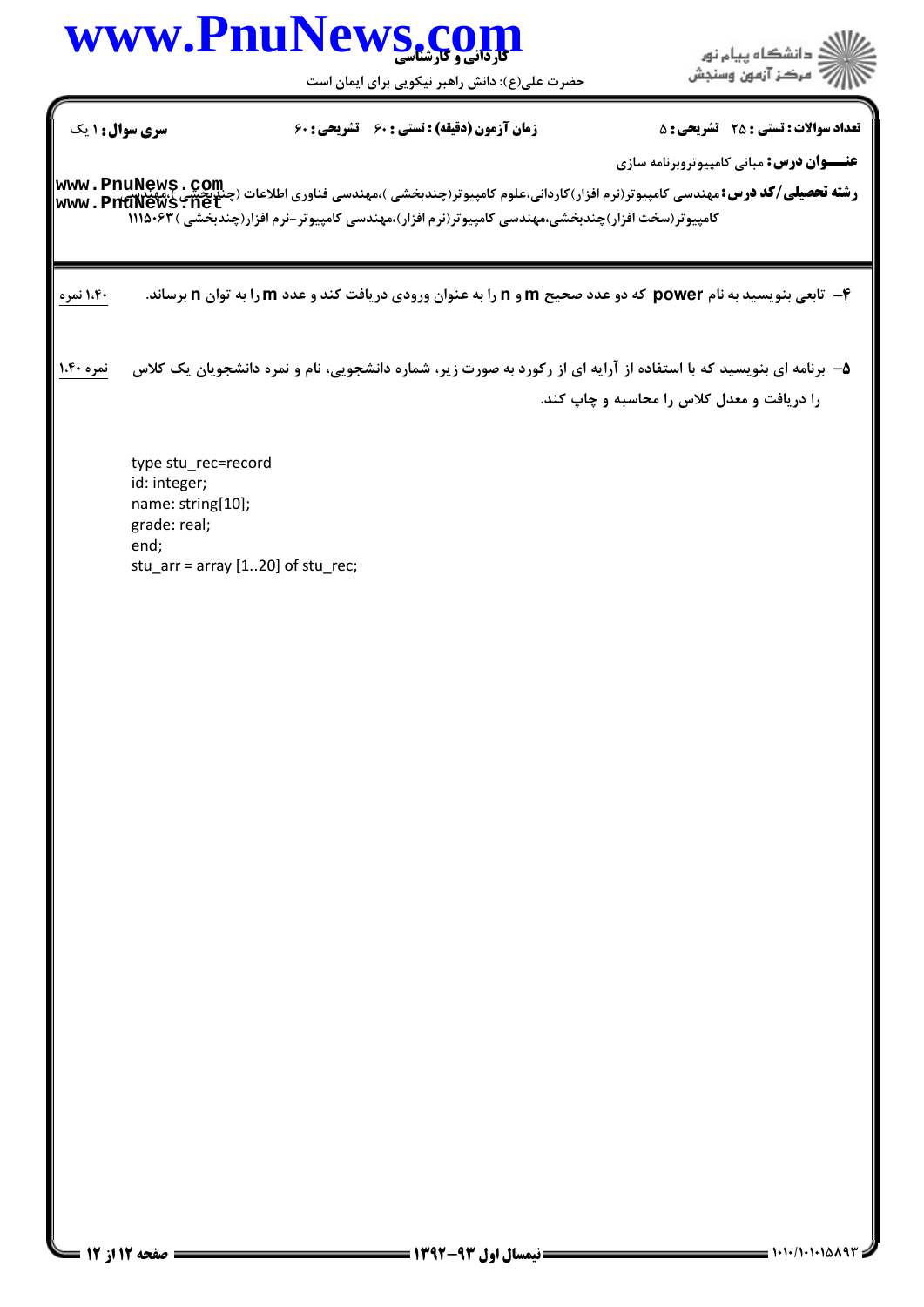**سری سوال:** ۱ یک

**زمان آزمون (دقیقه) : تستی : ۶۰  تشریحی : ۶۰**

**تعداد سوالات : تستی : ۲۵  تشریحی : ۵**

**عنـــوان درس:** مبانی کامپیوتروبرنامه سازی

**رشته تحصیلی/کد درس:** مهندسی کامپیوتر(نرم افزار)کاردانی،علوم کامپیوتر(چندبخشی )،مهندسی فناوری اطلاعات (چندبخشی )،مهندسی کامپیوتر(سخت افزار)چندبخشی،مهندسی کامپیوتر(نرم افزار)،مهندسی کامپیوتر-نرم افزار(چندبخشی ) ۱۱۱۵۰۶۳

---

۴- تابعی بنویسید به نام power که دو عدد صحیح m و n را به عنوان ورودی دریافت کند و عدد m را به توان n برساند. **۱،۴۰ نمره**

۵- برنامه ای بنویسید که با استفاده از آرایه ای از رکورد به صورت زیر، شماره دانشجویی، نام و نمره دانشجویان یک کلاس را دریافت و معدل کلاس را محاسبه و چاپ کند. **نمره ۱،۴۰**

```
type stu_rec=record
id: integer;
name: string[10];
grade: real;
end;
stu_arr = array [1..20] of stu_rec;
```